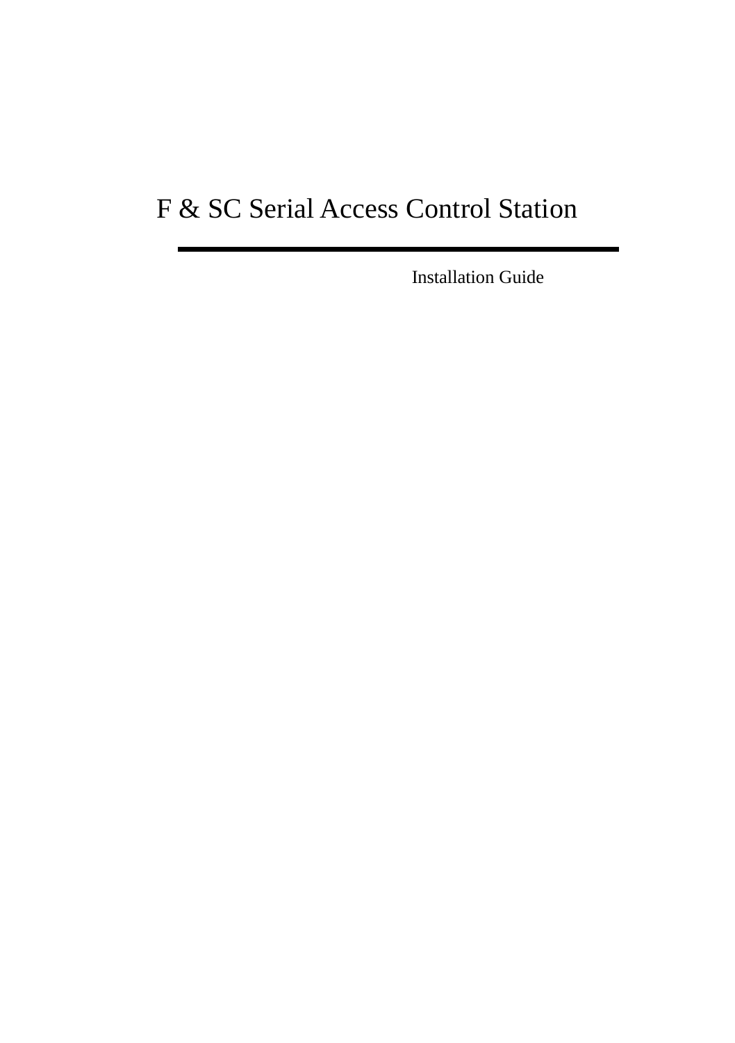# F & SC Serial Access Control Station

---

Installation Guide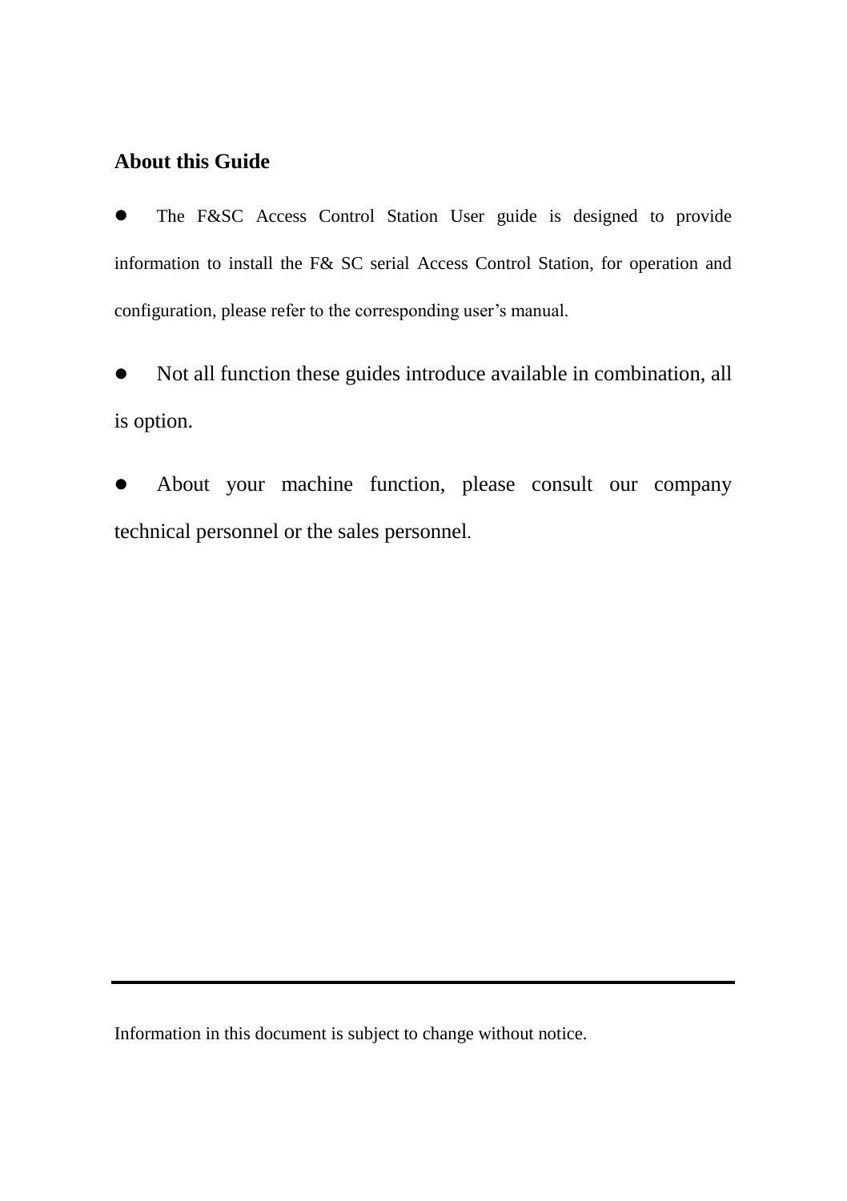## About this Guide

- The F&SC Access Control Station User guide is designed to provide information to install the F& SC serial Access Control Station, for operation and configuration, please refer to the corresponding user's manual.
- Not all function these guides introduce available in combination, all is option.
- About your machine function, please consult our company technical personnel or the sales personnel.

---

Information in this document is subject to change without notice.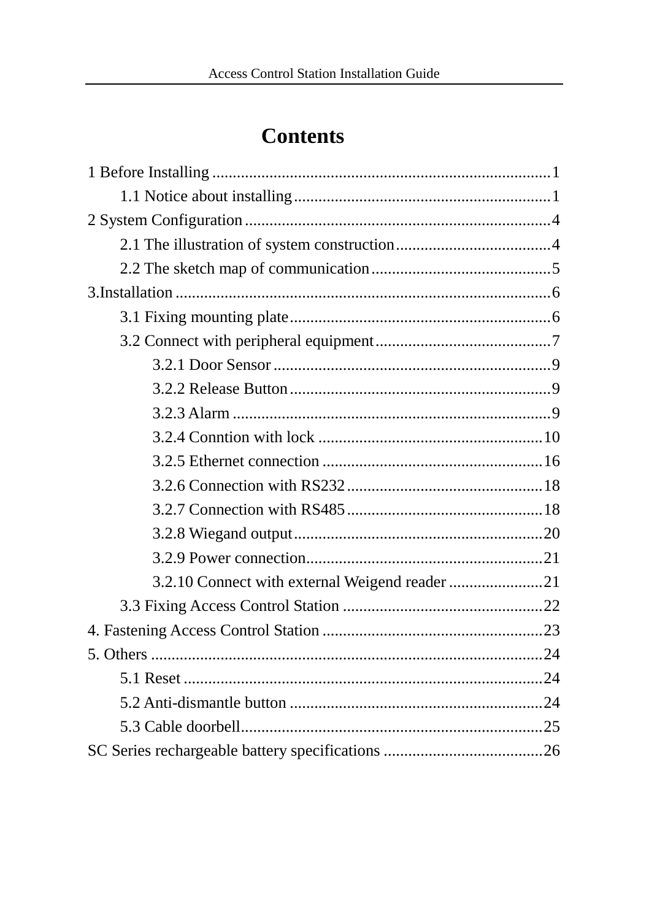# Contents

1 Before Installing ........................................................................................1

- 1.1 Notice about installing...............................................................1

2 System Configuration.........................................................................4

- 2.1 The illustration of system construction......................................4
- 2.2 The sketch map of communication............................................5

3.Installation ..........................................................................................6

- 3.1 Fixing mounting plate................................................................6
- 3.2 Connect with peripheral equipment...........................................7
  - 3.2.1 Door Sensor....................................................................9
  - 3.2.2 Release Button................................................................9
  - 3.2.3 Alarm .............................................................................9
  - 3.2.4 Conntion with lock ........................................................10
  - 3.2.5 Ethernet connection ......................................................16
  - 3.2.6 Connection with RS232.................................................18
  - 3.2.7 Connection with RS485.................................................18
  - 3.2.8 Wiegand output.............................................................20
  - 3.2.9 Power connection..........................................................21
  - 3.2.10 Connect with external Weigend reader .......................21
- 3.3 Fixing Access Control Station .................................................22

4. Fastening Access Control Station ......................................................23

5. Others ................................................................................................24

- 5.1 Reset .........................................................................................24
- 5.2 Anti-dismantle button ...............................................................24
- 5.3 Cable doorbell...........................................................................25

SC Series rechargeable battery specifications .......................................26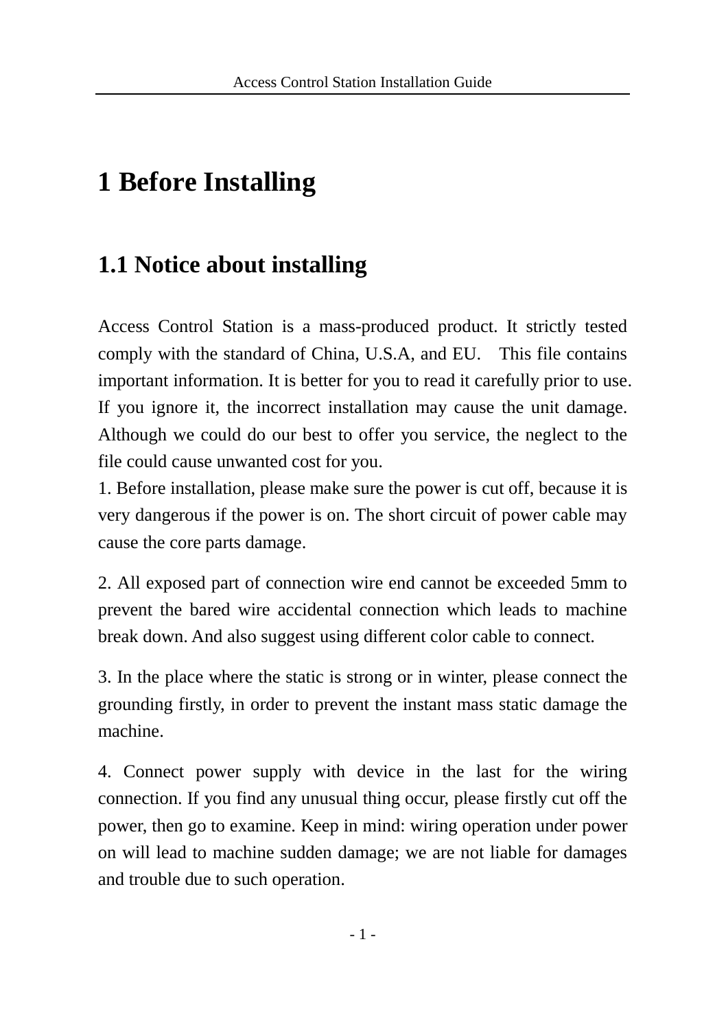# 1 Before Installing

## 1.1 Notice about installing

Access Control Station is a mass-produced product. It strictly tested comply with the standard of China, U.S.A, and EU. This file contains important information. It is better for you to read it carefully prior to use. If you ignore it, the incorrect installation may cause the unit damage. Although we could do our best to offer you service, the neglect to the file could cause unwanted cost for you.

1. Before installation, please make sure the power is cut off, because it is very dangerous if the power is on. The short circuit of power cable may cause the core parts damage.

2. All exposed part of connection wire end cannot be exceeded 5mm to prevent the bared wire accidental connection which leads to machine break down. And also suggest using different color cable to connect.

3. In the place where the static is strong or in winter, please connect the grounding firstly, in order to prevent the instant mass static damage the machine.

4. Connect power supply with device in the last for the wiring connection. If you find any unusual thing occur, please firstly cut off the power, then go to examine. Keep in mind: wiring operation under power on will lead to machine sudden damage; we are not liable for damages and trouble due to such operation.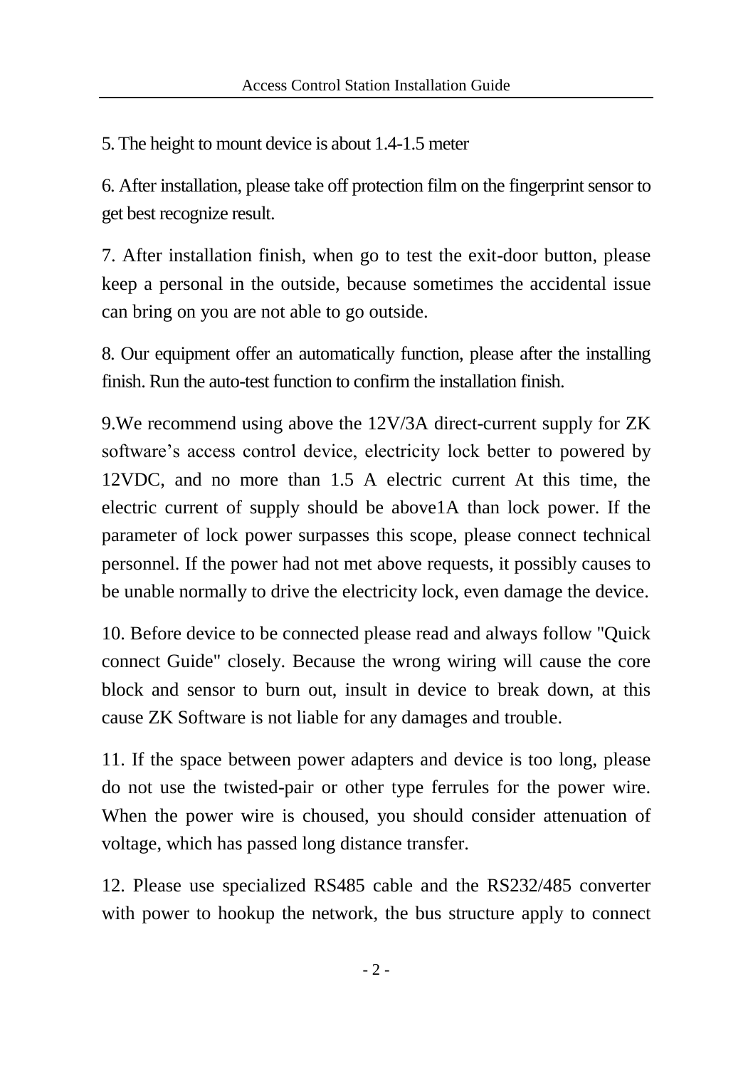5. The height to mount device is about 1.4-1.5 meter

6. After installation, please take off protection film on the fingerprint sensor to get best recognize result.

7. After installation finish, when go to test the exit-door button, please keep a personal in the outside, because sometimes the accidental issue can bring on you are not able to go outside.

8. Our equipment offer an automatically function, please after the installing finish. Run the auto-test function to confirm the installation finish.

9.We recommend using above the 12V/3A direct-current supply for ZK software's access control device, electricity lock better to powered by 12VDC, and no more than 1.5 A electric current At this time, the electric current of supply should be above1A than lock power. If the parameter of lock power surpasses this scope, please connect technical personnel. If the power had not met above requests, it possibly causes to be unable normally to drive the electricity lock, even damage the device.

10. Before device to be connected please read and always follow "Quick connect Guide" closely. Because the wrong wiring will cause the core block and sensor to burn out, insult in device to break down, at this cause ZK Software is not liable for any damages and trouble.

11. If the space between power adapters and device is too long, please do not use the twisted-pair or other type ferrules for the power wire. When the power wire is choused, you should consider attenuation of voltage, which has passed long distance transfer.

12. Please use specialized RS485 cable and the RS232/485 converter with power to hookup the network, the bus structure apply to connect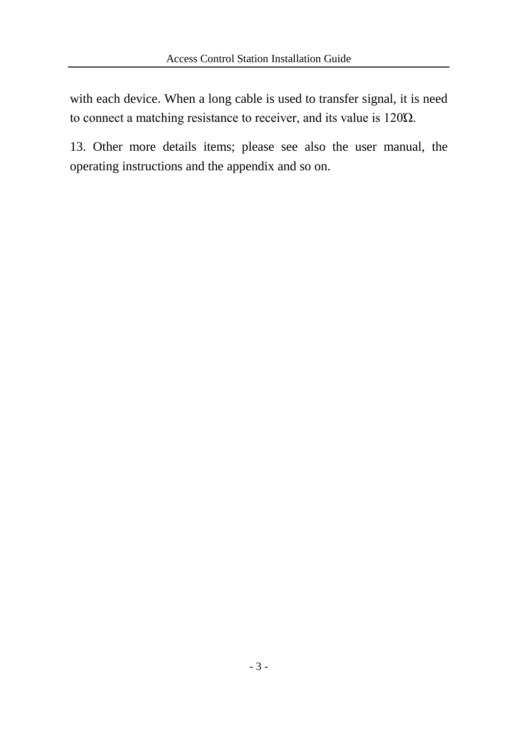with each device. When a long cable is used to transfer signal, it is need to connect a matching resistance to receiver, and its value is 120Ω.

13. Other more details items; please see also the user manual, the operating instructions and the appendix and so on.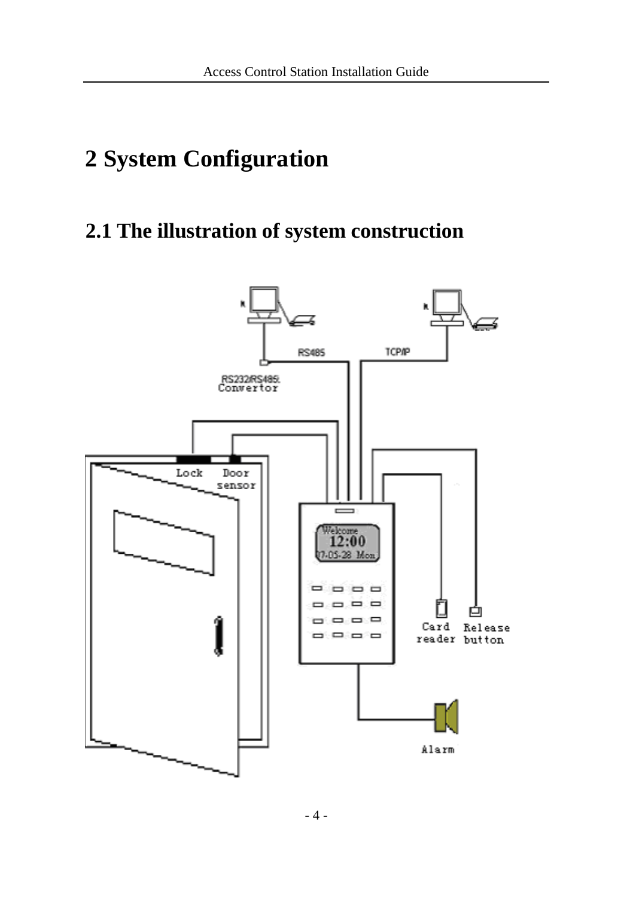# 2 System Configuration

## 2.1 The illustration of system construction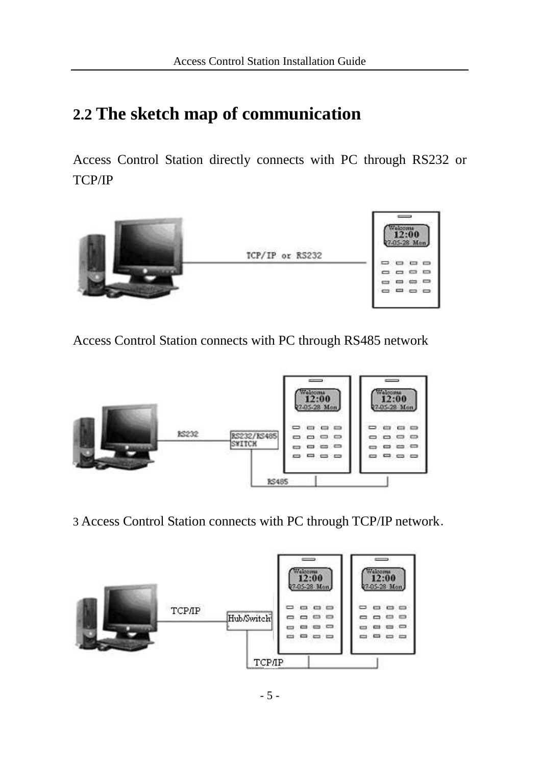## 2.2 The sketch map of communication

Access Control Station directly connects with PC through RS232 or TCP/IP

Access Control Station connects with PC through RS485 network

3 Access Control Station connects with PC through TCP/IP network.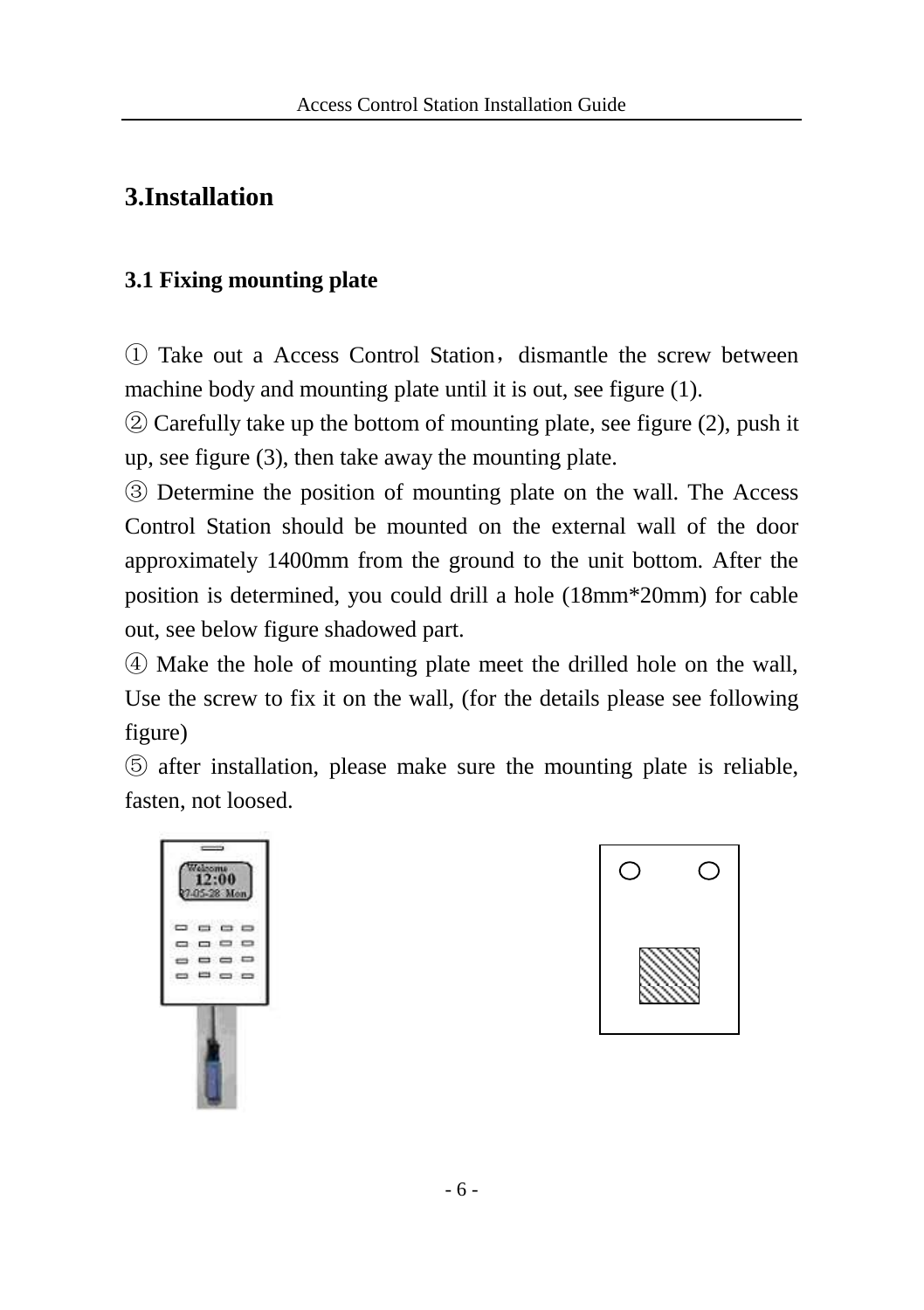# 3.Installation

## 3.1 Fixing mounting plate

① Take out a Access Control Station，dismantle the screw between machine body and mounting plate until it is out, see figure (1).

② Carefully take up the bottom of mounting plate, see figure (2), push it up, see figure (3), then take away the mounting plate.

③ Determine the position of mounting plate on the wall. The Access Control Station should be mounted on the external wall of the door approximately 1400mm from the ground to the unit bottom. After the position is determined, you could drill a hole (18mm*20mm) for cable out, see below figure shadowed part.

④ Make the hole of mounting plate meet the drilled hole on the wall, Use the screw to fix it on the wall, (for the details please see following figure)

⑤ after installation, please make sure the mounting plate is reliable, fasten, not loosed.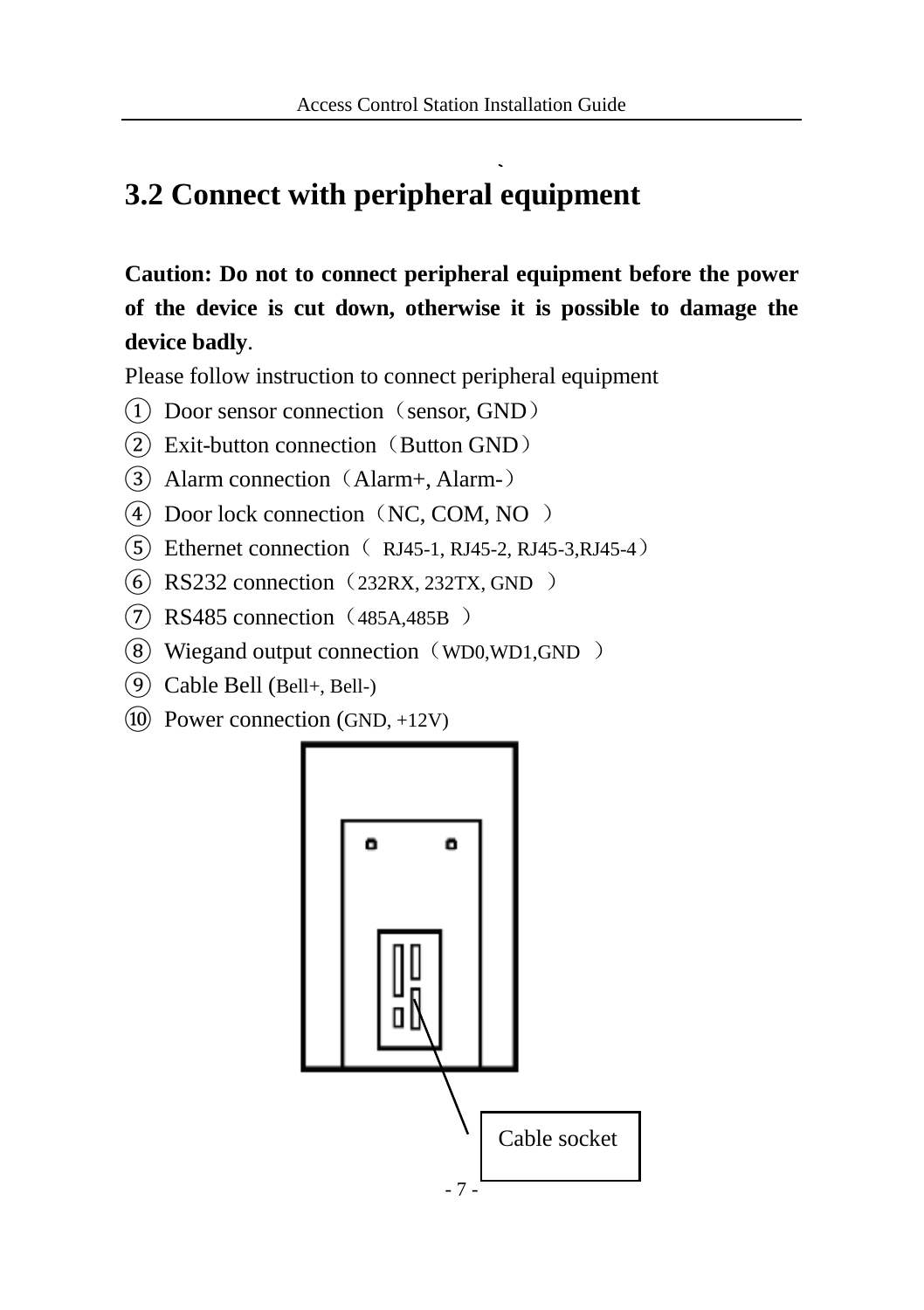## 3.2 Connect with peripheral equipment

**Caution: Do not to connect peripheral equipment before the power of the device is cut down, otherwise it is possible to damage the device badly**.

Please follow instruction to connect peripheral equipment

① Door sensor connection（sensor, GND）
② Exit-button connection（Button GND）
③ Alarm connection（Alarm+, Alarm-）
④ Door lock connection（NC, COM, NO ）
⑤ Ethernet connection（ RJ45-1, RJ45-2, RJ45-3,RJ45-4）
⑥ RS232 connection（232RX, 232TX, GND ）
⑦ RS485 connection（485A,485B ）
⑧ Wiegand output connection（WD0,WD1,GND ）
⑨ Cable Bell (Bell+, Bell-)
⑩ Power connection (GND, +12V)

Cable socket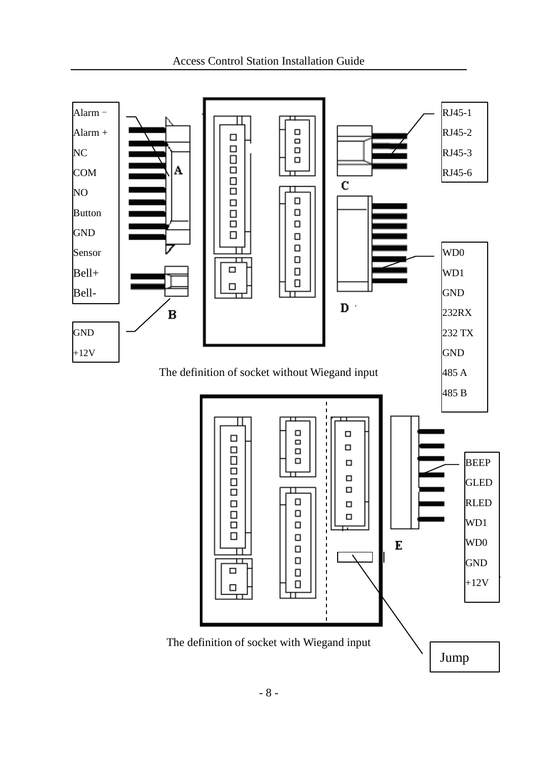Alarm −
Alarm +
NC
COM
NO
Button
GND
Sensor
Bell+
Bell-

A

GND
+12V

B

RJ45-1
RJ45-2
RJ45-3
RJ45-6

C

WD0
WD1
GND
232RX
232 TX
GND
485 A
485 B

D

The definition of socket without Wiegand input

BEEP
GLED
RLED
WD1
WD0
GND
+12V

E

Jump

The definition of socket with Wiegand input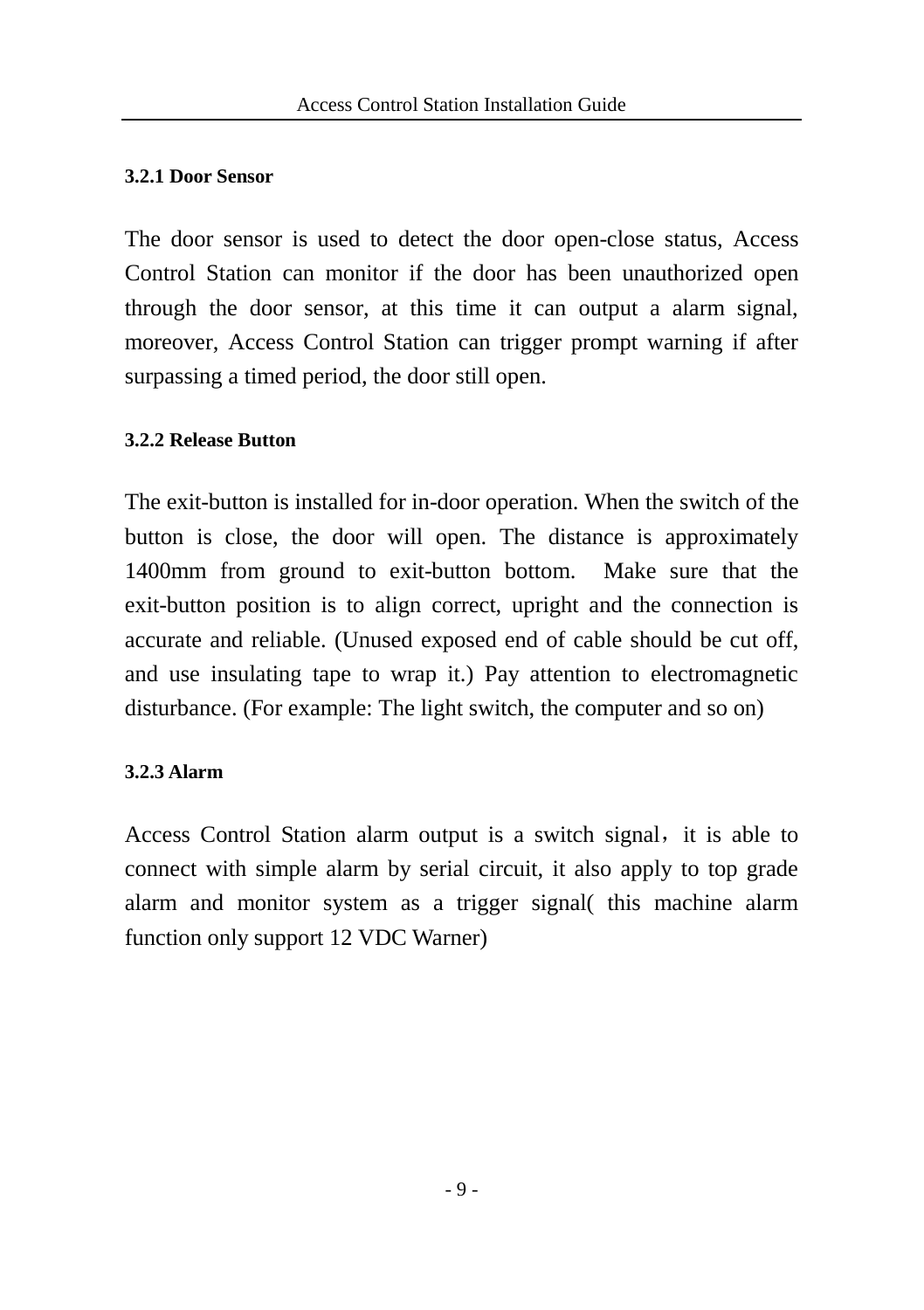### 3.2.1 Door Sensor

The door sensor is used to detect the door open-close status, Access Control Station can monitor if the door has been unauthorized open through the door sensor, at this time it can output a alarm signal, moreover, Access Control Station can trigger prompt warning if after surpassing a timed period, the door still open.

### 3.2.2 Release Button

The exit-button is installed for in-door operation. When the switch of the button is close, the door will open. The distance is approximately 1400mm from ground to exit-button bottom. Make sure that the exit-button position is to align correct, upright and the connection is accurate and reliable. (Unused exposed end of cable should be cut off, and use insulating tape to wrap it.) Pay attention to electromagnetic disturbance. (For example: The light switch, the computer and so on)

### 3.2.3 Alarm

Access Control Station alarm output is a switch signal，it is able to connect with simple alarm by serial circuit, it also apply to top grade alarm and monitor system as a trigger signal( this machine alarm function only support 12 VDC Warner)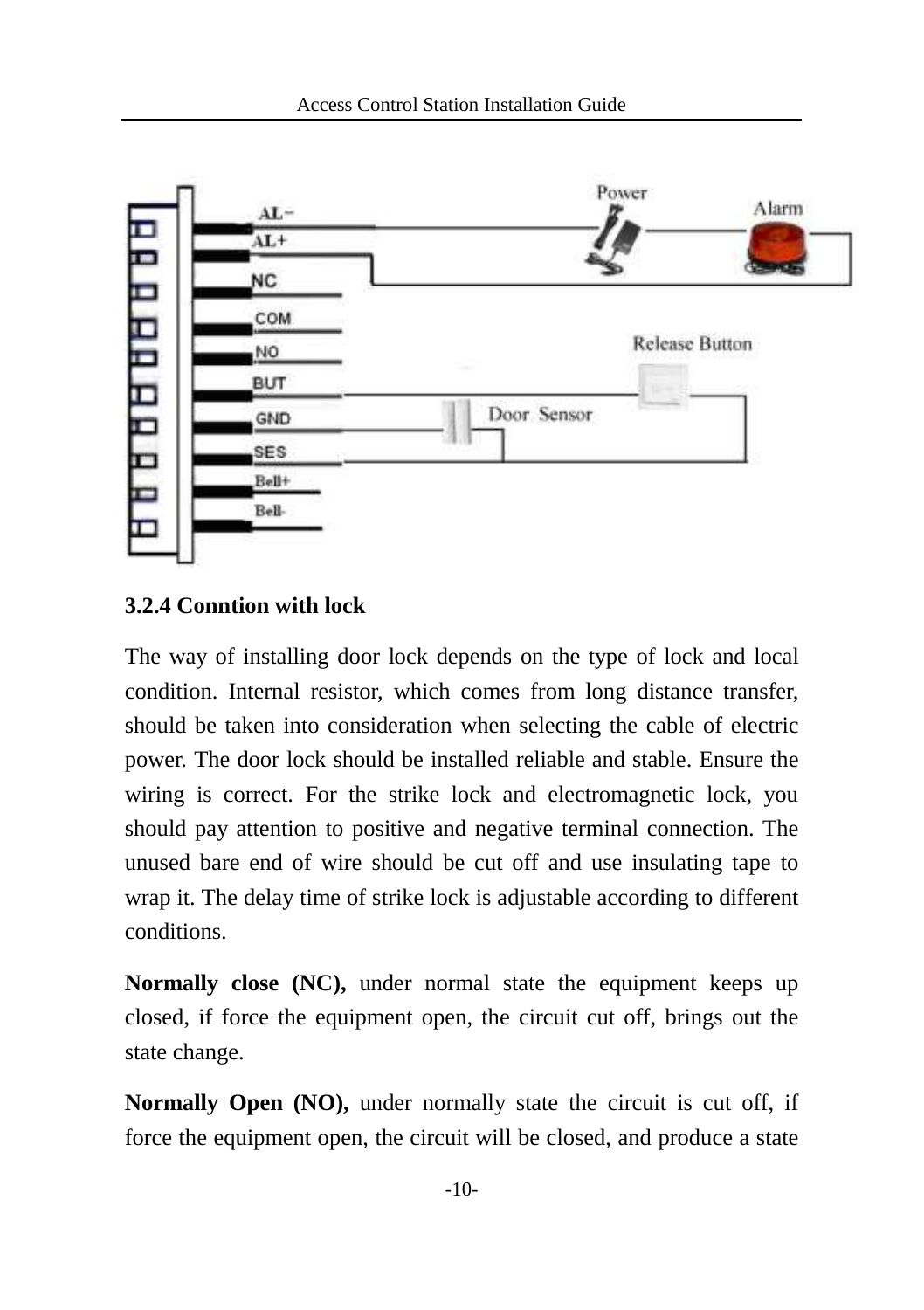### 3.2.4 Conntion with lock

The way of installing door lock depends on the type of lock and local condition. Internal resistor, which comes from long distance transfer, should be taken into consideration when selecting the cable of electric power. The door lock should be installed reliable and stable. Ensure the wiring is correct. For the strike lock and electromagnetic lock, you should pay attention to positive and negative terminal connection. The unused bare end of wire should be cut off and use insulating tape to wrap it. The delay time of strike lock is adjustable according to different conditions.

**Normally close (NC),** under normal state the equipment keeps up closed, if force the equipment open, the circuit cut off, brings out the state change.

**Normally Open (NO),** under normally state the circuit is cut off, if force the equipment open, the circuit will be closed, and produce a state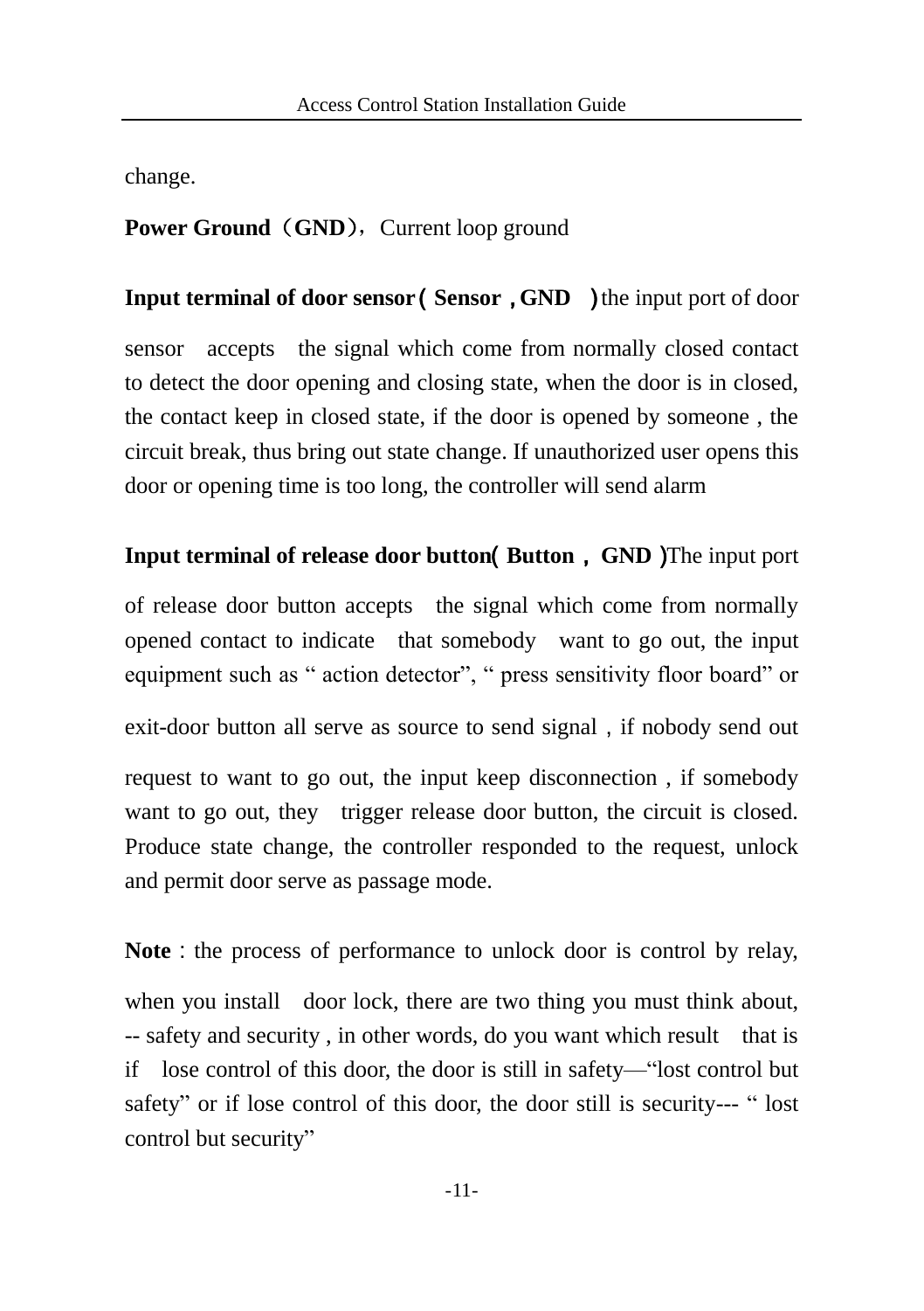change.

**Power Ground（GND）**，Current loop ground

**Input terminal of door sensor（Sensor，GND）**the input port of door sensor accepts the signal which come from normally closed contact to detect the door opening and closing state, when the door is in closed, the contact keep in closed state, if the door is opened by someone , the circuit break, thus bring out state change. If unauthorized user opens this door or opening time is too long, the controller will send alarm

**Input terminal of release door button（Button， GND）**The input port of release door button accepts the signal which come from normally opened contact to indicate that somebody want to go out, the input equipment such as " action detector", " press sensitivity floor board" or exit-door button all serve as source to send signal , if nobody send out request to want to go out, the input keep disconnection , if somebody want to go out, they trigger release door button, the circuit is closed. Produce state change, the controller responded to the request, unlock and permit door serve as passage mode.

**Note** : the process of performance to unlock door is control by relay, when you install door lock, there are two thing you must think about, -- safety and security , in other words, do you want which result that is if lose control of this door, the door is still in safety—"lost control but safety" or if lose control of this door, the door still is security--- " lost control but security"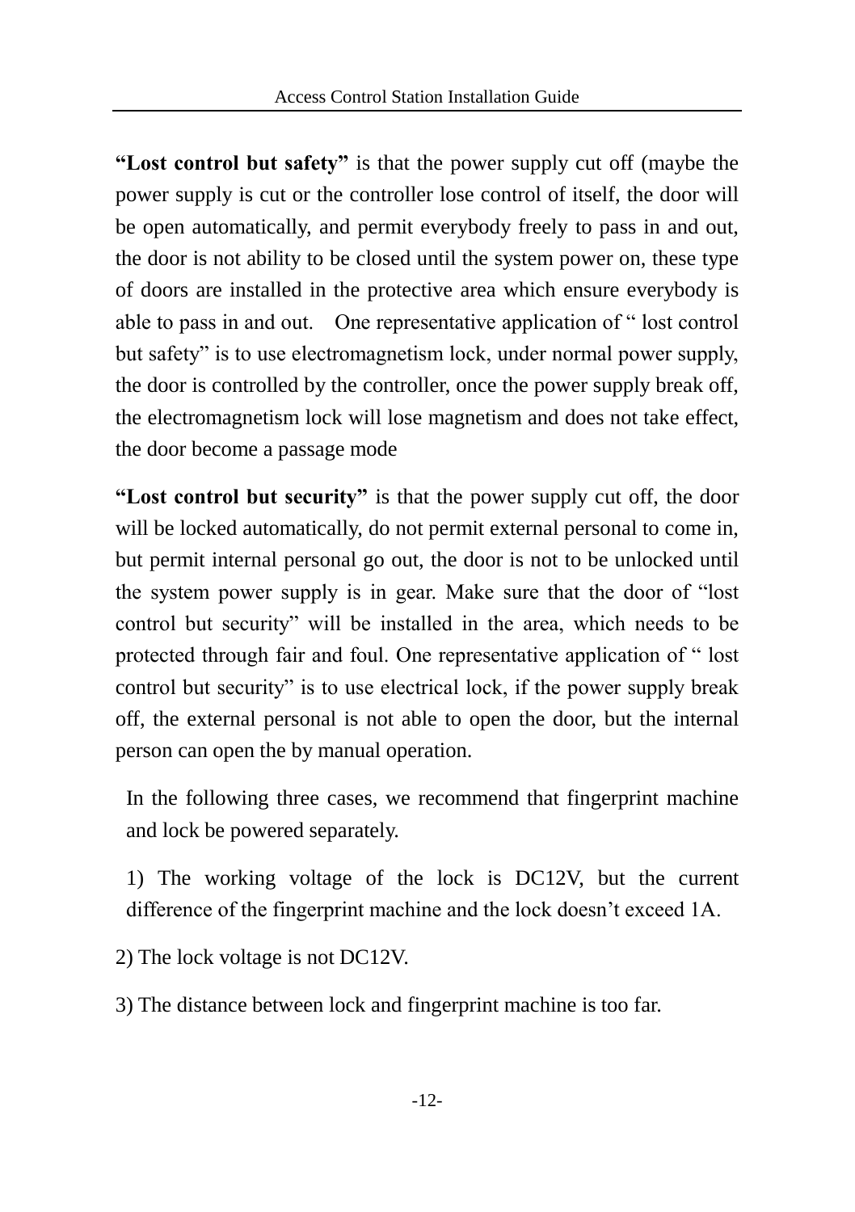**"Lost control but safety"** is that the power supply cut off (maybe the power supply is cut or the controller lose control of itself, the door will be open automatically, and permit everybody freely to pass in and out, the door is not ability to be closed until the system power on, these type of doors are installed in the protective area which ensure everybody is able to pass in and out.  One representative application of " lost control but safety" is to use electromagnetism lock, under normal power supply, the door is controlled by the controller, once the power supply break off, the electromagnetism lock will lose magnetism and does not take effect, the door become a passage mode

**"Lost control but security"** is that the power supply cut off, the door will be locked automatically, do not permit external personal to come in, but permit internal personal go out, the door is not to be unlocked until the system power supply is in gear. Make sure that the door of "lost control but security" will be installed in the area, which needs to be protected through fair and foul. One representative application of " lost control but security" is to use electrical lock, if the power supply break off, the external personal is not able to open the door, but the internal person can open the by manual operation.

In the following three cases, we recommend that fingerprint machine and lock be powered separately.

1) The working voltage of the lock is DC12V, but the current difference of the fingerprint machine and the lock doesn't exceed 1A.

2) The lock voltage is not DC12V.

3) The distance between lock and fingerprint machine is too far.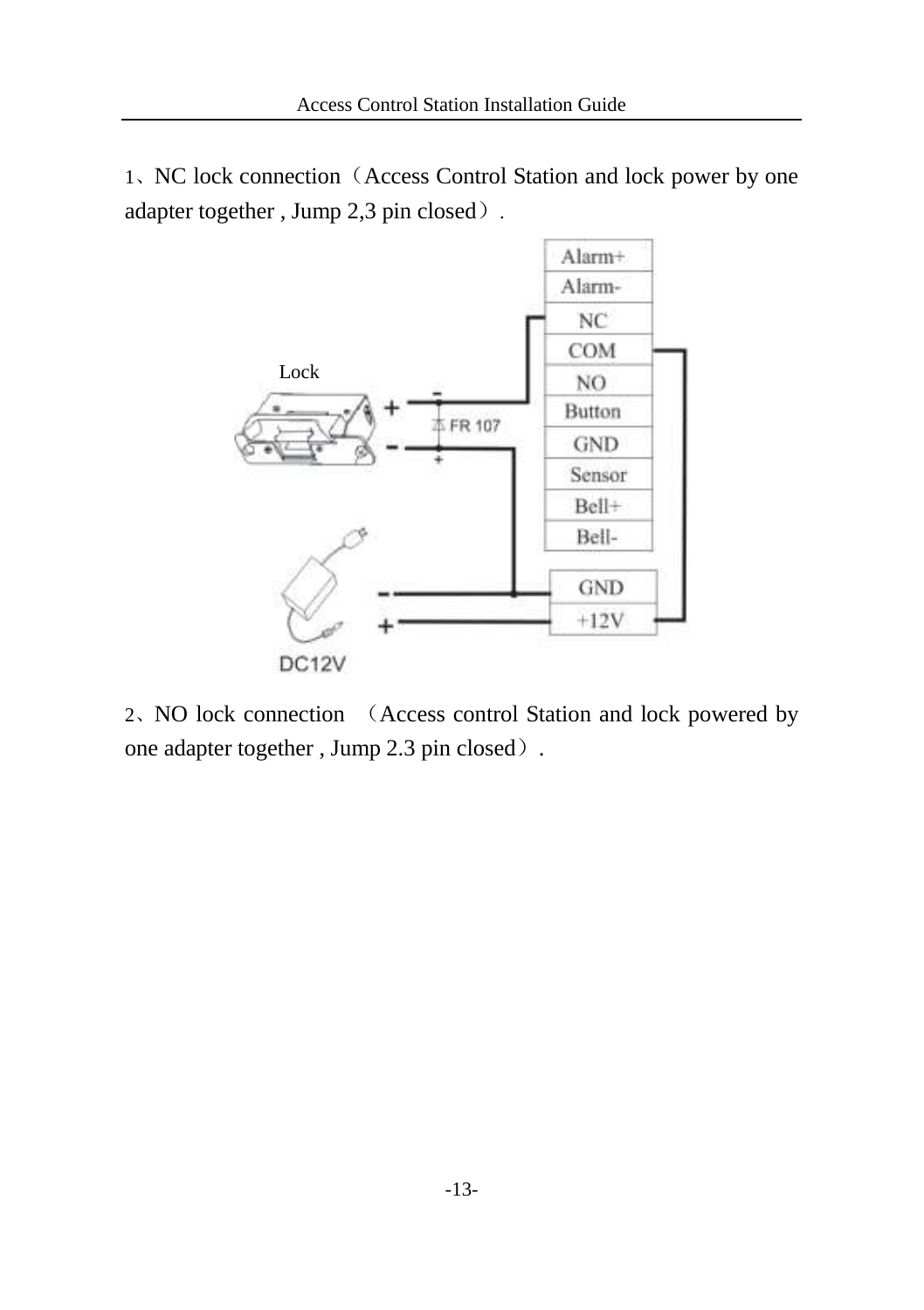1、NC lock connection（Access Control Station and lock power by one adapter together , Jump 2,3 pin closed）.

Lock

2、NO lock connection （Access control Station and lock powered by one adapter together , Jump 2.3 pin closed）.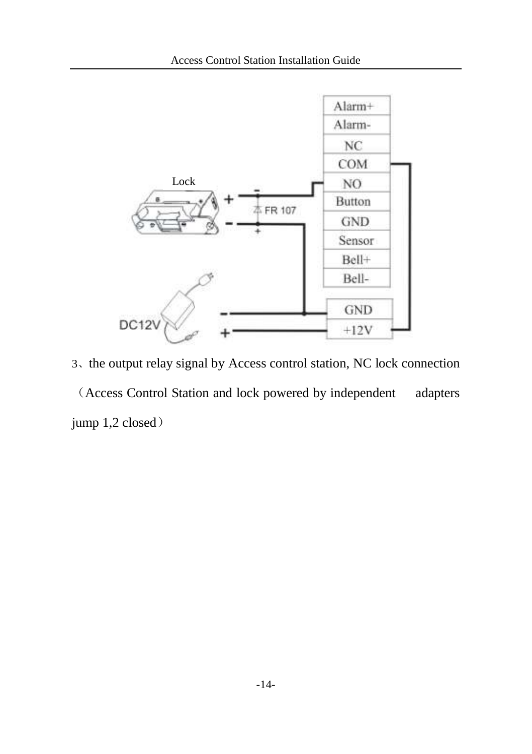3、the output relay signal by Access control station, NC lock connection （Access Control Station and lock powered by independent adapters jump 1,2 closed）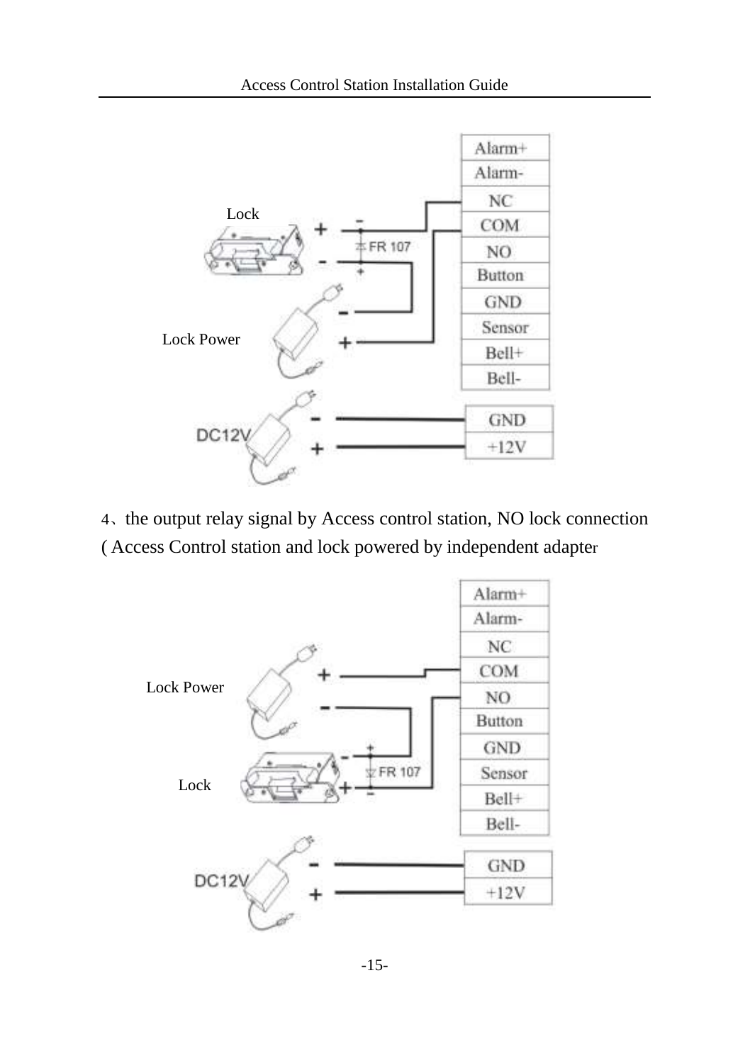Lock

Lock Power

Alarm+
Alarm-
NC
COM
NO
Button
GND
Sensor
Bell+
Bell-

FR 107

DC12V

GND
+12V

4、the output relay signal by Access control station, NO lock connection ( Access Control station and lock powered by independent adapter

Lock Power

Lock

Alarm+
Alarm-
NC
COM
NO
Button
GND
Sensor
Bell+
Bell-

FR 107

DC12V

GND
+12V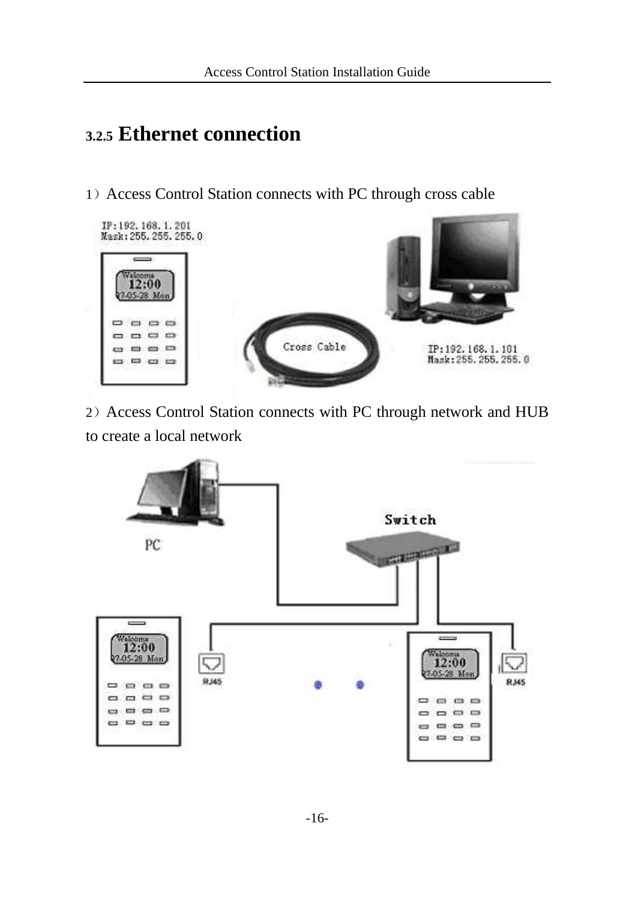### 3.2.5 Ethernet connection

1）Access Control Station connects with PC through cross cable

2）Access Control Station connects with PC through network and HUB to create a local network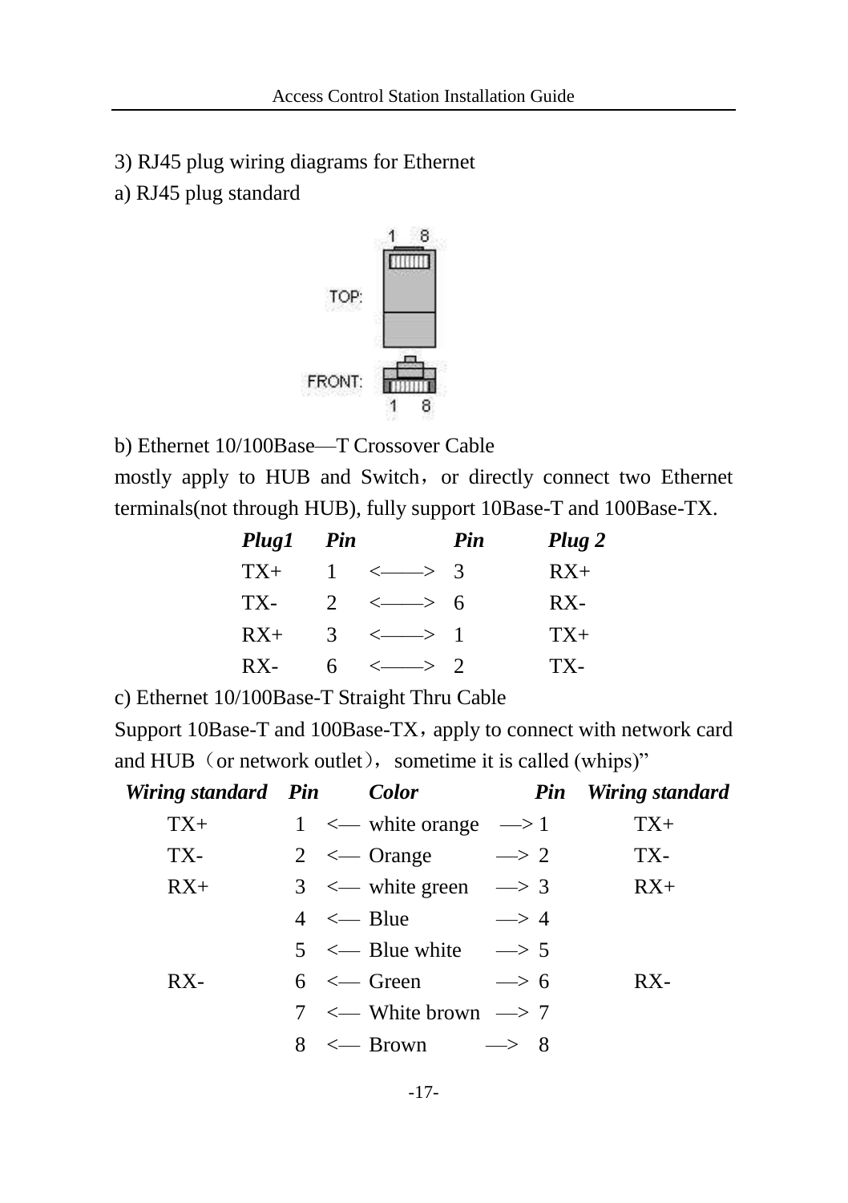3) RJ45 plug wiring diagrams for Ethernet

a) RJ45 plug standard

TOP:

FRONT:

b) Ethernet 10/100Base—T Crossover Cable

mostly apply to HUB and Switch，or directly connect two Ethernet terminals(not through HUB), fully support 10Base-T and 100Base-TX.

| *Plug1* | *Pin* | | *Pin* | *Plug 2* |
|---|---|---|---|---|
| TX+ | 1 | <——> | 3 | RX+ |
| TX- | 2 | <——> | 6 | RX- |
| RX+ | 3 | <——> | 1 | TX+ |
| RX- | 6 | <——> | 2 | TX- |

c) Ethernet 10/100Base-T Straight Thru Cable

Support 10Base-T and 100Base-TX，apply to connect with network card and HUB（or network outlet）, sometime it is called (whips)"

| *Wiring standard* | *Pin* | | *Color* | | *Pin* | *Wiring standard* |
|---|---|---|---|---|---|---|
| TX+ | 1 | <— | white orange | —> | 1 | TX+ |
| TX- | 2 | <— | Orange | —> | 2 | TX- |
| RX+ | 3 | <— | white green | —> | 3 | RX+ |
| | 4 | <— | Blue | —> | 4 | |
| | 5 | <— | Blue white | —> | 5 | |
| RX- | 6 | <— | Green | —> | 6 | RX- |
| | 7 | <— | White brown | —> | 7 | |
| | 8 | <— | Brown | —> | 8 | |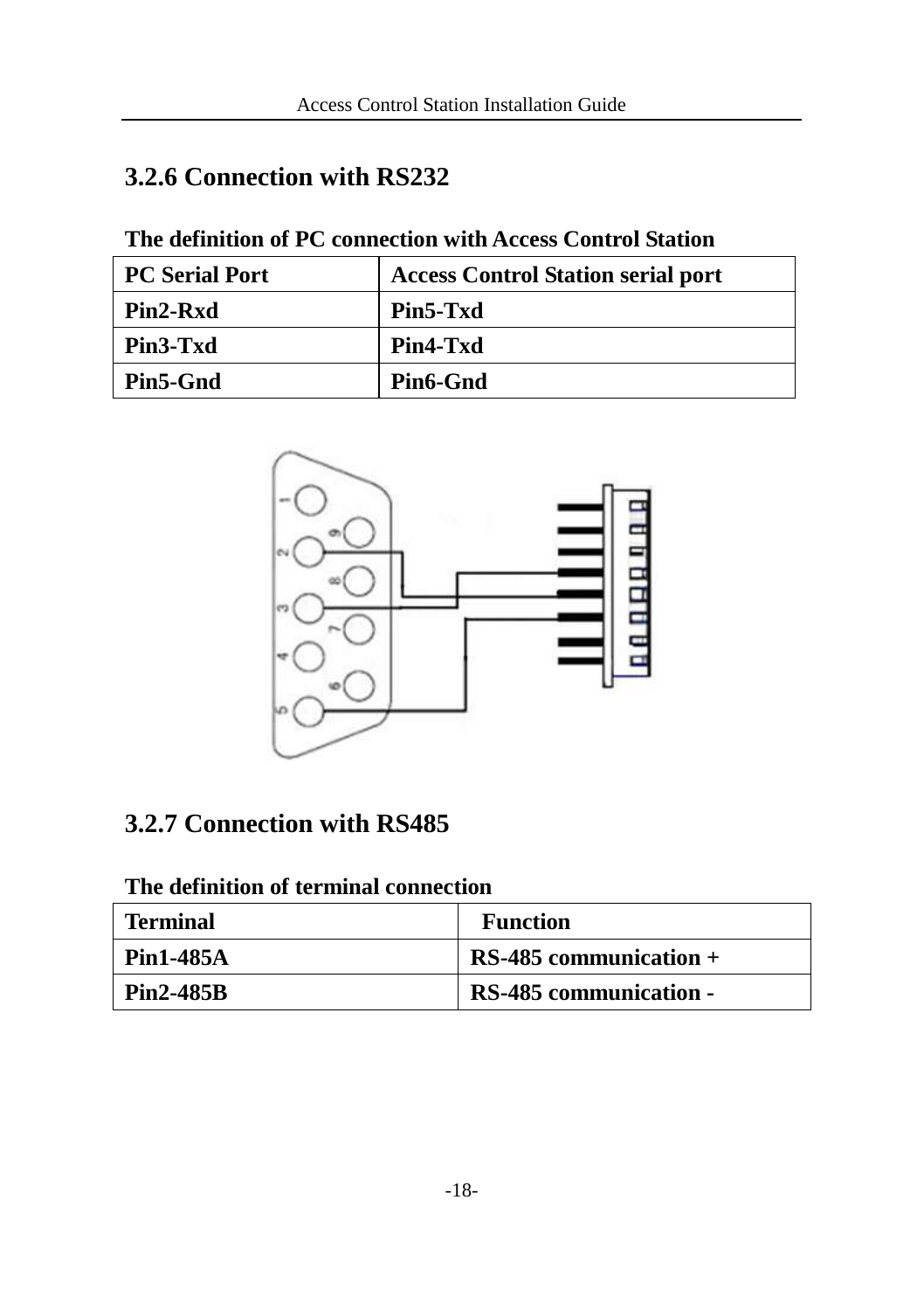### 3.2.6 Connection with RS232

**The definition of PC connection with Access Control Station**

| PC Serial Port | Access Control Station serial port |
|---|---|
| Pin2-Rxd | Pin5-Txd |
| Pin3-Txd | Pin4-Txd |
| Pin5-Gnd | Pin6-Gnd |

### 3.2.7 Connection with RS485

**The definition of terminal connection**

| Terminal | Function |
|---|---|
| Pin1-485A | RS-485 communication + |
| Pin2-485B | RS-485 communication - |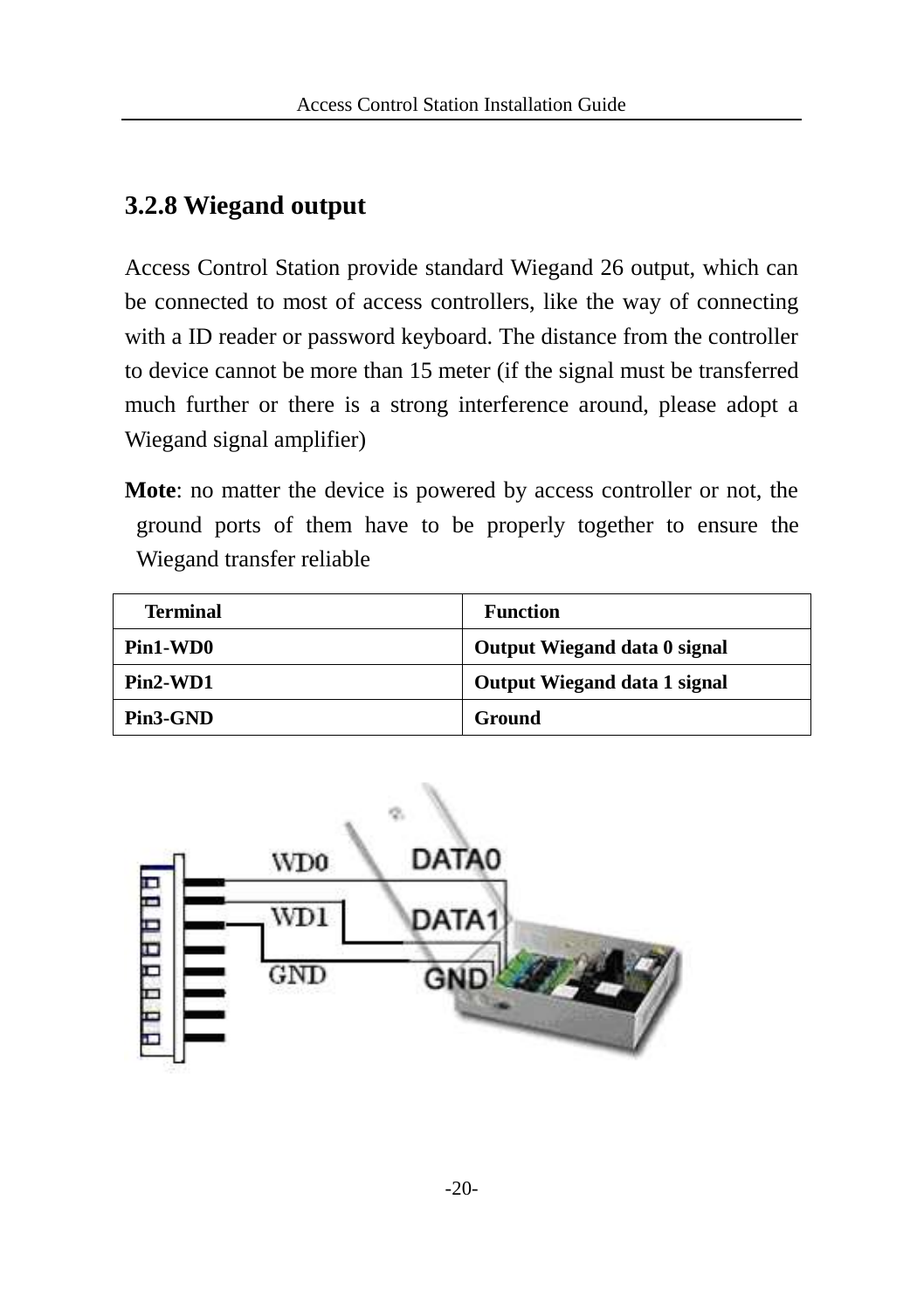### 3.2.8 Wiegand output

Access Control Station provide standard Wiegand 26 output, which can be connected to most of access controllers, like the way of connecting with a ID reader or password keyboard. The distance from the controller to device cannot be more than 15 meter (if the signal must be transferred much further or there is a strong interference around, please adopt a Wiegand signal amplifier)

**Mote**: no matter the device is powered by access controller or not, the ground ports of them have to be properly together to ensure the Wiegand transfer reliable

| Terminal | Function |
|---|---|
| **Pin1-WD0** | **Output Wiegand data 0 signal** |
| **Pin2-WD1** | **Output Wiegand data 1 signal** |
| **Pin3-GND** | **Ground** |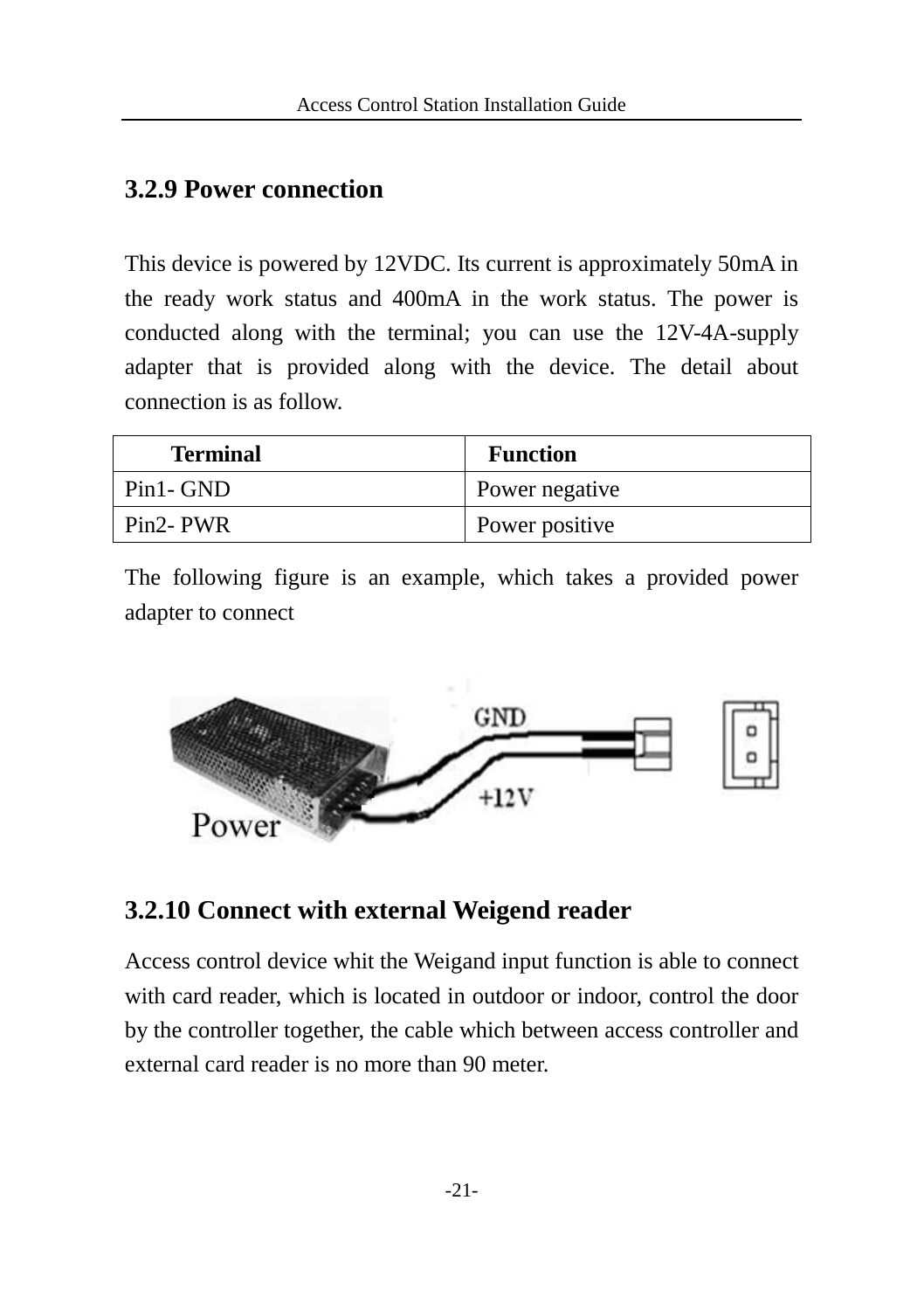### 3.2.9 Power connection

This device is powered by 12VDC. Its current is approximately 50mA in the ready work status and 400mA in the work status. The power is conducted along with the terminal; you can use the 12V-4A-supply adapter that is provided along with the device. The detail about connection is as follow.

| Terminal | Function |
|---|---|
| Pin1- GND | Power negative |
| Pin2- PWR | Power positive |

The following figure is an example, which takes a provided power adapter to connect

### 3.2.10 Connect with external Weigend reader

Access control device whit the Weigand input function is able to connect with card reader, which is located in outdoor or indoor, control the door by the controller together, the cable which between access controller and external card reader is no more than 90 meter.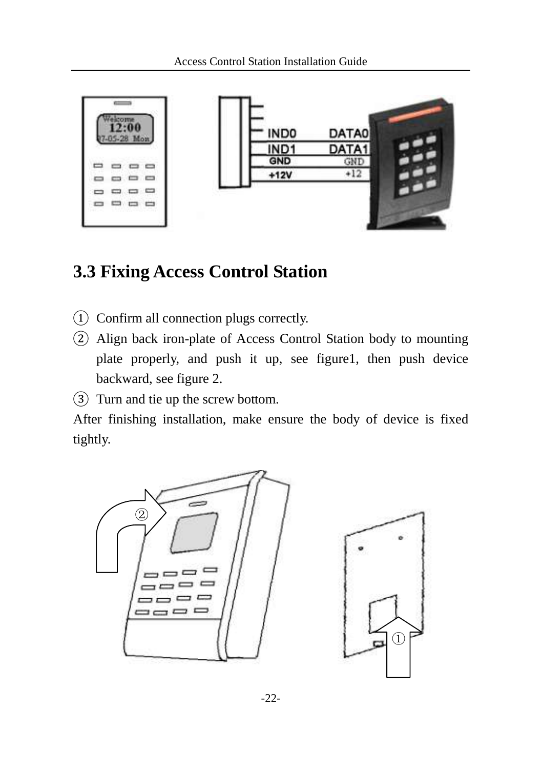## 3.3 Fixing Access Control Station

① Confirm all connection plugs correctly.

② Align back iron-plate of Access Control Station body to mounting plate properly, and push it up, see figure1, then push device backward, see figure 2.

③ Turn and tie up the screw bottom.

After finishing installation, make ensure the body of device is fixed tightly.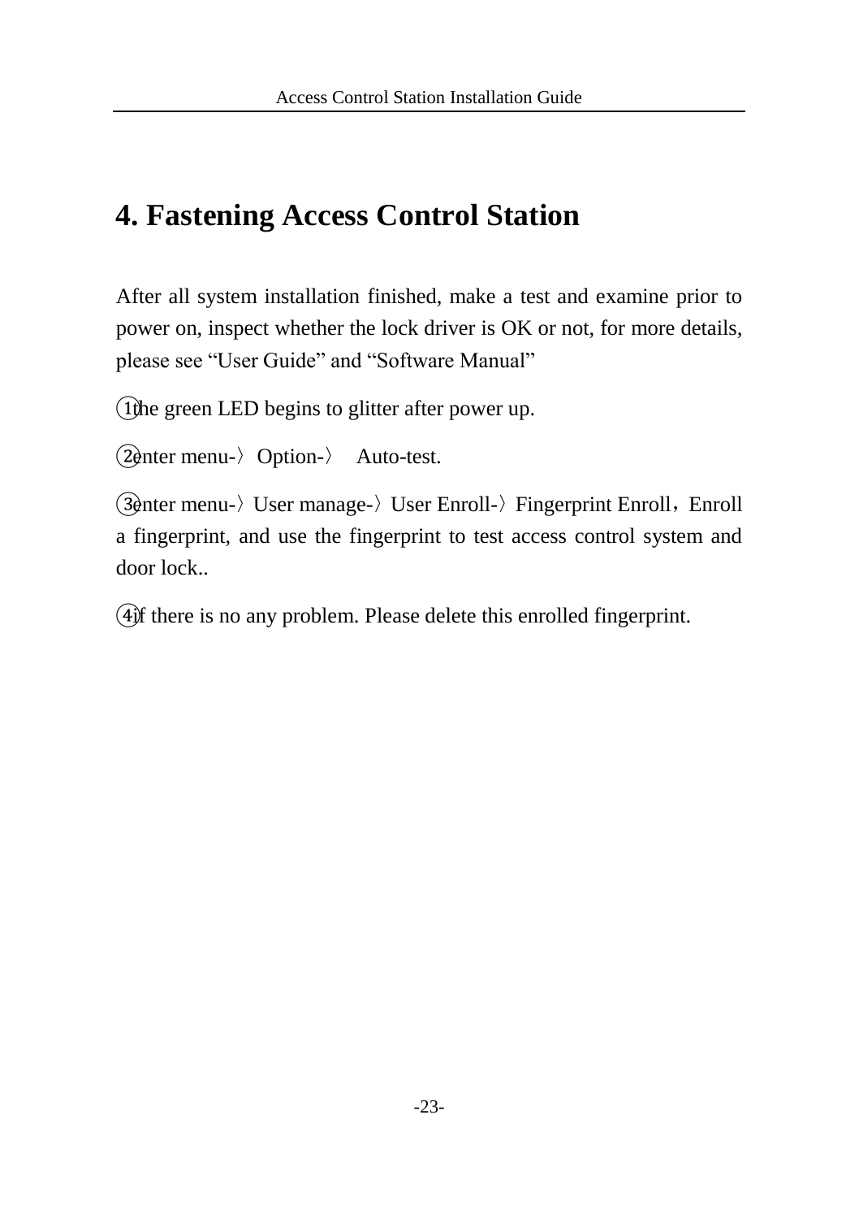# 4. Fastening Access Control Station

After all system installation finished, make a test and examine prior to power on, inspect whether the lock driver is OK or not, for more details, please see “User Guide” and “Software Manual”

①the green LED begins to glitter after power up.

②enter menu-〉Option-〉 Auto-test.

③enter menu-〉User manage-〉User Enroll-〉Fingerprint Enroll，Enroll a fingerprint, and use the fingerprint to test access control system and door lock..

④if there is no any problem. Please delete this enrolled fingerprint.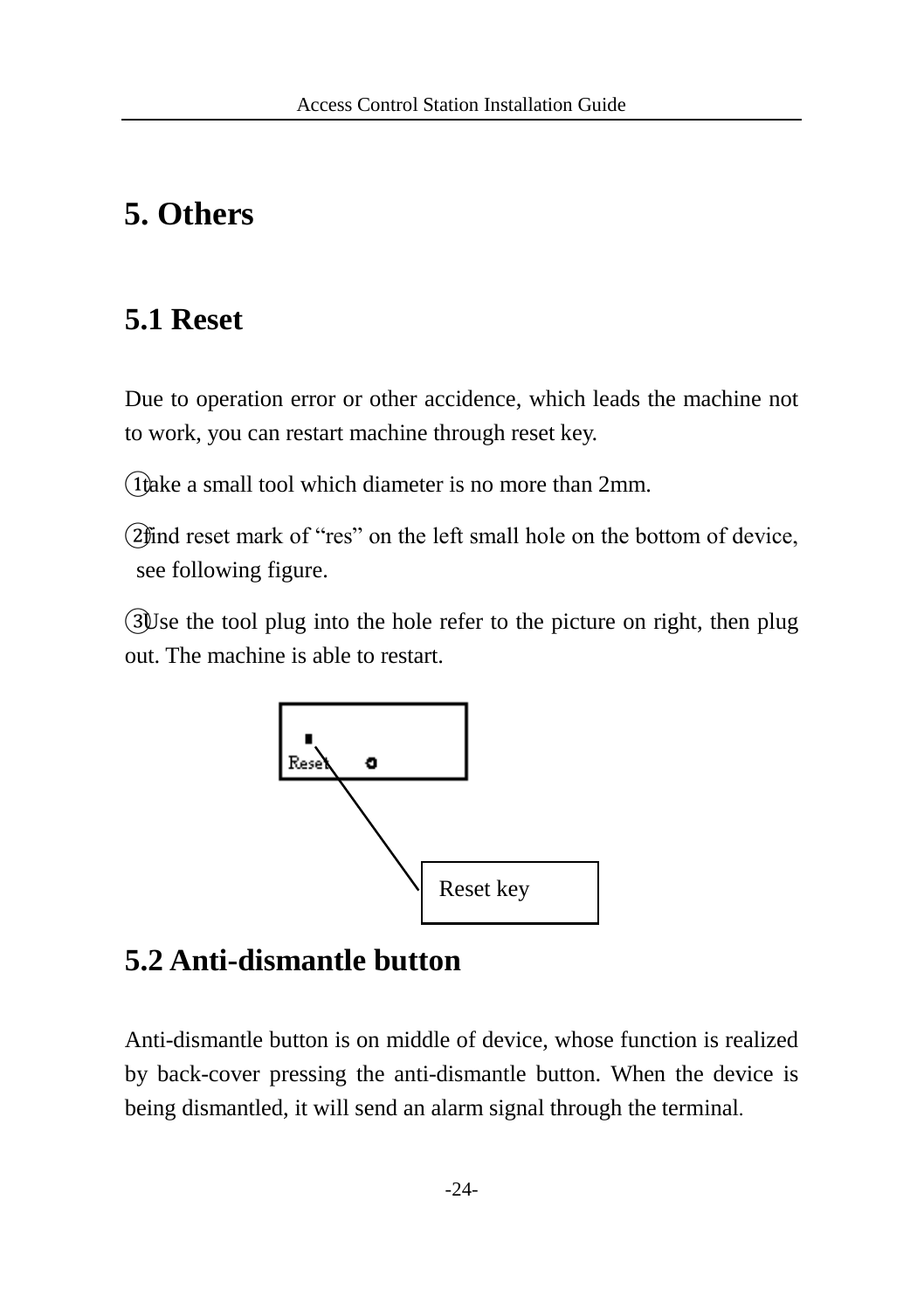# 5. Others

## 5.1 Reset

Due to operation error or other accidence, which leads the machine not to work, you can restart machine through reset key.

①take a small tool which diameter is no more than 2mm.

②find reset mark of "res" on the left small hole on the bottom of device, see following figure.

③Use the tool plug into the hole refer to the picture on right, then plug out. The machine is able to restart.

Reset

Reset key

## 5.2 Anti-dismantle button

Anti-dismantle button is on middle of device, whose function is realized by back-cover pressing the anti-dismantle button. When the device is being dismantled, it will send an alarm signal through the terminal.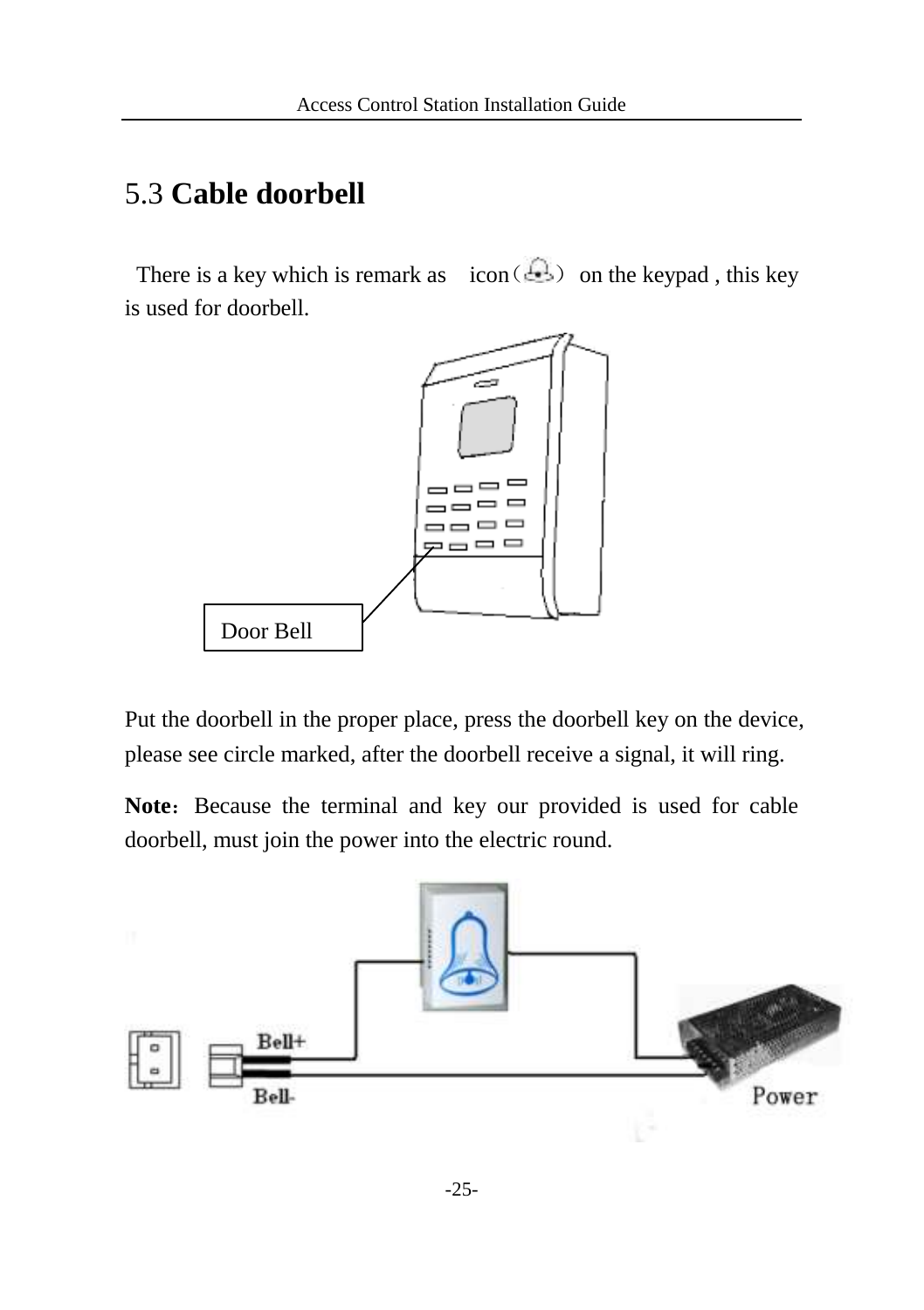## 5.3 **Cable doorbell**

There is a key which is remark as icon（ ） on the keypad , this key is used for doorbell.

Door Bell

Put the doorbell in the proper place, press the doorbell key on the device, please see circle marked, after the doorbell receive a signal, it will ring.

**Note**：Because the terminal and key our provided is used for cable doorbell, must join the power into the electric round.

Bell+

Bell-

Power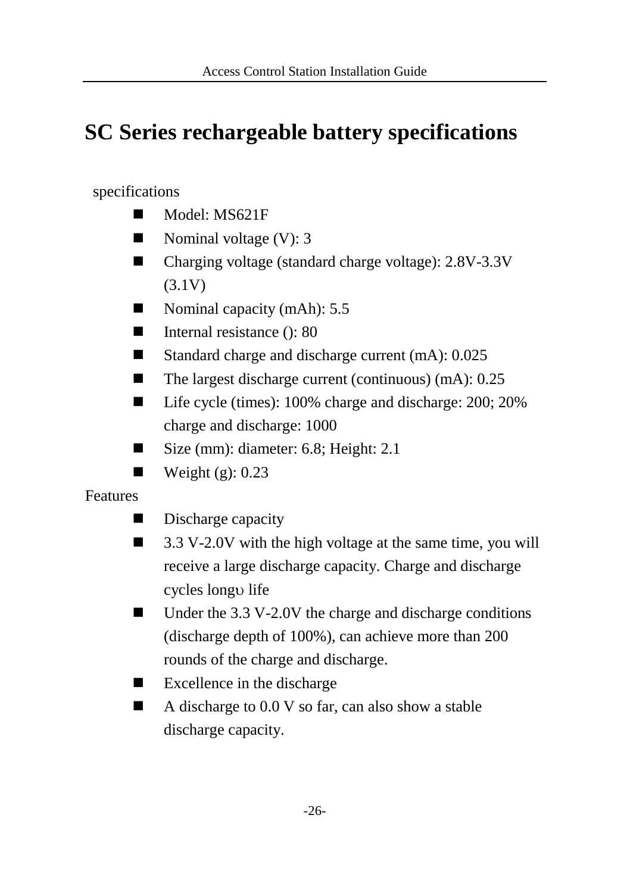# SC Series rechargeable battery specifications

specifications

- Model: MS621F
- Nominal voltage (V): 3
- Charging voltage (standard charge voltage): 2.8V-3.3V (3.1V)
- Nominal capacity (mAh): 5.5
- Internal resistance (): 80
- Standard charge and discharge current (mA): 0.025
- The largest discharge current (continuous) (mA): 0.25
- Life cycle (times): 100% charge and discharge: 200; 20% charge and discharge: 1000
- Size (mm): diameter: 6.8; Height: 2.1
- Weight (g): 0.23

Features

- Discharge capacity
- 3.3 V-2.0V with the high voltage at the same time, you will receive a large discharge capacity. Charge and discharge cycles longυ life
- Under the 3.3 V-2.0V the charge and discharge conditions (discharge depth of 100%), can achieve more than 200 rounds of the charge and discharge.
- Excellence in the discharge
- A discharge to 0.0 V so far, can also show a stable discharge capacity.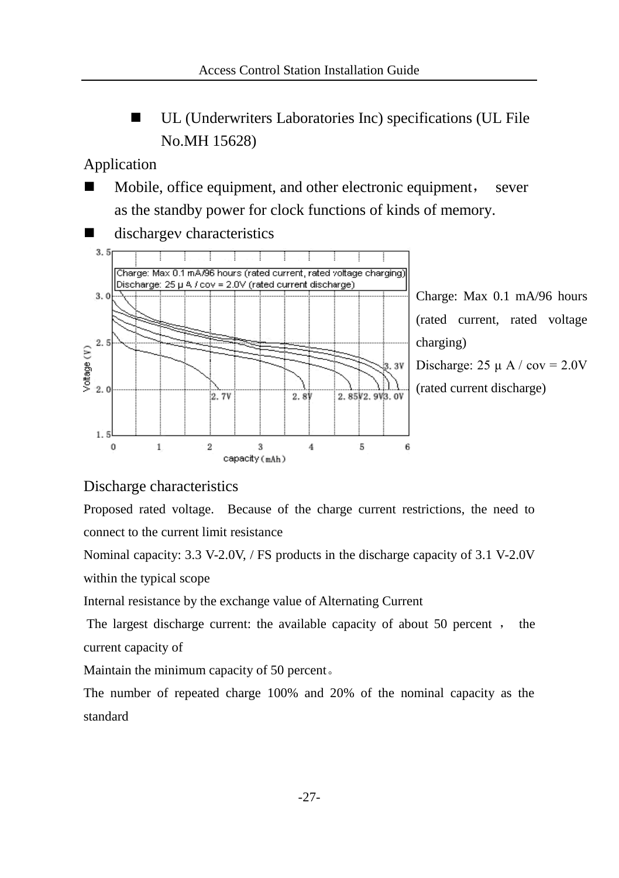- UL (Underwriters Laboratories Inc) specifications (UL File No.MH 15628)

Application

- Mobile, office equipment, and other electronic equipment， sever as the standby power for clock functions of kinds of memory.
- dischargev characteristics

Charge: Max 0.1 mA/96 hours (rated current, rated voltage charging)
Discharge: 25 μ A / cov = 2.0V (rated current discharge)

Discharge characteristics

Proposed rated voltage. Because of the charge current restrictions, the need to connect to the current limit resistance

Nominal capacity: 3.3 V-2.0V, / FS products in the discharge capacity of 3.1 V-2.0V within the typical scope

Internal resistance by the exchange value of Alternating Current

The largest discharge current: the available capacity of about 50 percent ， the current capacity of

Maintain the minimum capacity of 50 percent。

The number of repeated charge 100% and 20% of the nominal capacity as the standard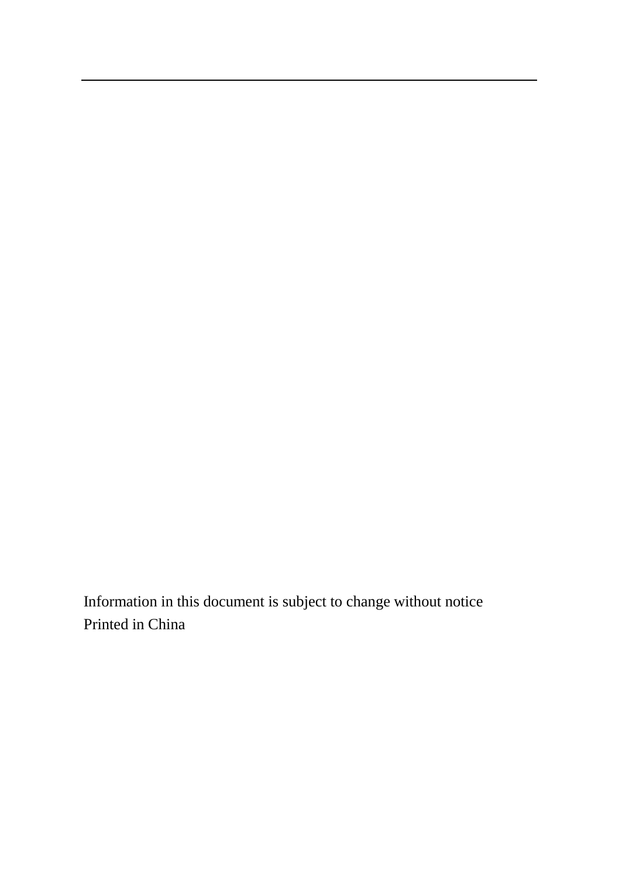Information in this document is subject to change without notice
Printed in China